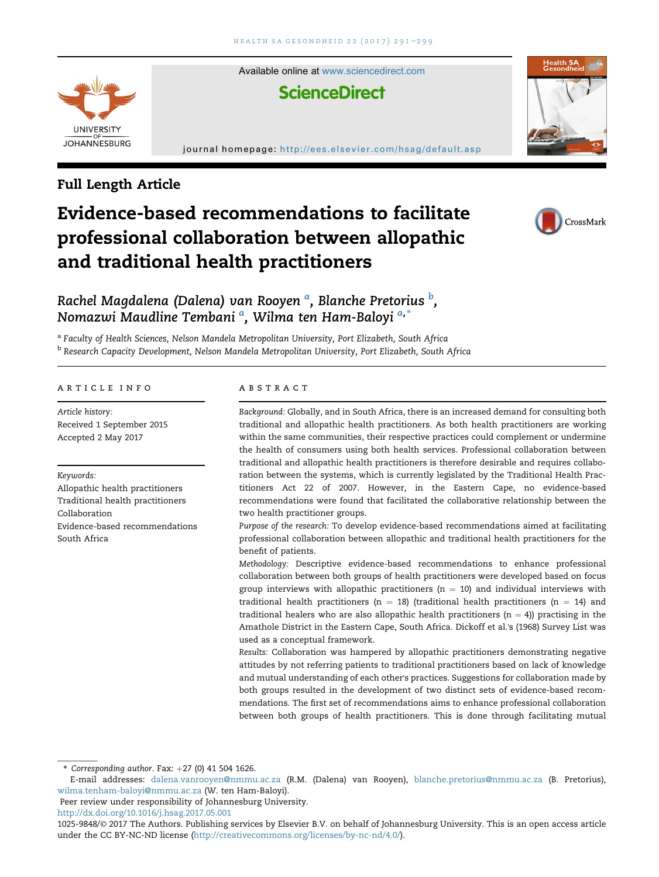Full Length Article

# Evidence-based recommendations to facilitate professional collaboration between allopathic and traditional health practitioners

*Rachel Magdalena (Dalena) van Rooyen* [a], *Blanche Pretorius* [b], *Nomazwi Maudline Tembani* [a], *Wilma ten Ham-Baloyi* [a,*]

[a] Faculty of Health Sciences, Nelson Mandela Metropolitan University, Port Elizabeth, South Africa

[b] Research Capacity Development, Nelson Mandela Metropolitan University, Port Elizabeth, South Africa

## ARTICLE INFO

*Article history:*
Received 1 September 2015
Accepted 2 May 2017

*Keywords:*
Allopathic health practitioners
Traditional health practitioners
Collaboration
Evidence-based recommendations
South Africa

## ABSTRACT

*Background:* Globally, and in South Africa, there is an increased demand for consulting both traditional and allopathic health practitioners. As both health practitioners are working within the same communities, their respective practices could complement or undermine the health of consumers using both health services. Professional collaboration between traditional and allopathic health practitioners is therefore desirable and requires collaboration between the systems, which is currently legislated by the Traditional Health Practitioners Act 22 of 2007. However, in the Eastern Cape, no evidence-based recommendations were found that facilitated the collaborative relationship between the two health practitioner groups.

*Purpose of the research:* To develop evidence-based recommendations aimed at facilitating professional collaboration between allopathic and traditional health practitioners for the benefit of patients.

*Methodology:* Descriptive evidence-based recommendations to enhance professional collaboration between both groups of health practitioners were developed based on focus group interviews with allopathic practitioners (n = 10) and individual interviews with traditional health practitioners (n = 18) (traditional health practitioners (n = 14) and traditional healers who are also allopathic health practitioners (n = 4)) practising in the Amathole District in the Eastern Cape, South Africa. Dickoff et al.'s (1968) Survey List was used as a conceptual framework.

*Results:* Collaboration was hampered by allopathic practitioners demonstrating negative attitudes by not referring patients to traditional practitioners based on lack of knowledge and mutual understanding of each other's practices. Suggestions for collaboration made by both groups resulted in the development of two distinct sets of evidence-based recommendations. The first set of recommendations aims to enhance professional collaboration between both groups of health practitioners. This is done through facilitating mutual

---

\* *Corresponding author.* Fax: +27 (0) 41 504 1626.
E-mail addresses: dalena.vanrooyen@nmmu.ac.za (R.M. (Dalena) van Rooyen), blanche.pretorius@nmmu.ac.za (B. Pretorius), wilma.tenham-baloyi@nmmu.ac.za (W. ten Ham-Baloyi).
Peer review under responsibility of Johannesburg University.
http://dx.doi.org/10.1016/j.hsag.2017.05.001
1025-9848/© 2017 The Authors. Publishing services by Elsevier B.V. on behalf of Johannesburg University. This is an open access article under the CC BY-NC-ND license (http://creativecommons.org/licenses/by-nc-nd/4.0/).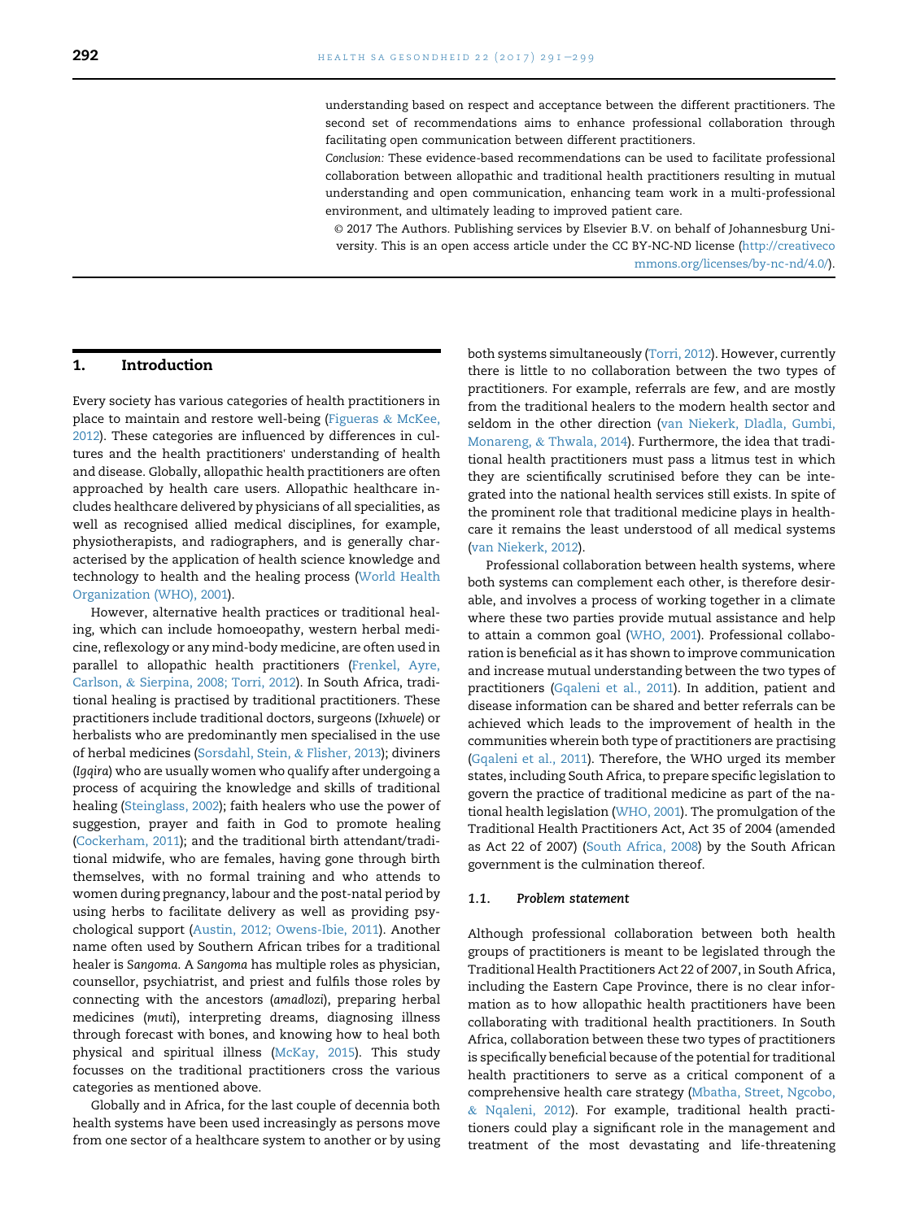understanding based on respect and acceptance between the different practitioners. The second set of recommendations aims to enhance professional collaboration through facilitating open communication between different practitioners.

*Conclusion:* These evidence-based recommendations can be used to facilitate professional collaboration between allopathic and traditional health practitioners resulting in mutual understanding and open communication, enhancing team work in a multi-professional environment, and ultimately leading to improved patient care.

© 2017 The Authors. Publishing services by Elsevier B.V. on behalf of Johannesburg University. This is an open access article under the CC BY-NC-ND license (http://creativecommons.org/licenses/by-nc-nd/4.0/).

## 1. Introduction

Every society has various categories of health practitioners in place to maintain and restore well-being (Figueras & McKee, 2012). These categories are influenced by differences in cultures and the health practitioners' understanding of health and disease. Globally, allopathic health practitioners are often approached by health care users. Allopathic healthcare includes healthcare delivered by physicians of all specialities, as well as recognised allied medical disciplines, for example, physiotherapists, and radiographers, and is generally characterised by the application of health science knowledge and technology to health and the healing process (World Health Organization (WHO), 2001).

However, alternative health practices or traditional healing, which can include homoeopathy, western herbal medicine, reflexology or any mind-body medicine, are often used in parallel to allopathic health practitioners (Frenkel, Ayre, Carlson, & Sierpina, 2008; Torri, 2012). In South Africa, traditional healing is practised by traditional practitioners. These practitioners include traditional doctors, surgeons (*Ixhwele*) or herbalists who are predominantly men specialised in the use of herbal medicines (Sorsdahl, Stein, & Flisher, 2013); diviners (*Igqira*) who are usually women who qualify after undergoing a process of acquiring the knowledge and skills of traditional healing (Steinglass, 2002); faith healers who use the power of suggestion, prayer and faith in God to promote healing (Cockerham, 2011); and the traditional birth attendant/traditional midwife, who are females, having gone through birth themselves, with no formal training and who attends to women during pregnancy, labour and the post-natal period by using herbs to facilitate delivery as well as providing psychological support (Austin, 2012; Owens-Ibie, 2011). Another name often used by Southern African tribes for a traditional healer is *Sangoma*. A *Sangoma* has multiple roles as physician, counsellor, psychiatrist, and priest and fulfils those roles by connecting with the ancestors (*amadlozi*), preparing herbal medicines (*muti*), interpreting dreams, diagnosing illness through forecast with bones, and knowing how to heal both physical and spiritual illness (McKay, 2015). This study focusses on the traditional practitioners cross the various categories as mentioned above.

Globally and in Africa, for the last couple of decennia both health systems have been used increasingly as persons move from one sector of a healthcare system to another or by using both systems simultaneously (Torri, 2012). However, currently there is little to no collaboration between the two types of practitioners. For example, referrals are few, and are mostly from the traditional healers to the modern health sector and seldom in the other direction (van Niekerk, Dladla, Gumbi, Monareng, & Thwala, 2014). Furthermore, the idea that traditional health practitioners must pass a litmus test in which they are scientifically scrutinised before they can be integrated into the national health services still exists. In spite of the prominent role that traditional medicine plays in healthcare it remains the least understood of all medical systems (van Niekerk, 2012).

Professional collaboration between health systems, where both systems can complement each other, is therefore desirable, and involves a process of working together in a climate where these two parties provide mutual assistance and help to attain a common goal (WHO, 2001). Professional collaboration is beneficial as it has shown to improve communication and increase mutual understanding between the two types of practitioners (Gqaleni et al., 2011). In addition, patient and disease information can be shared and better referrals can be achieved which leads to the improvement of health in the communities wherein both type of practitioners are practising (Gqaleni et al., 2011). Therefore, the WHO urged its member states, including South Africa, to prepare specific legislation to govern the practice of traditional medicine as part of the national health legislation (WHO, 2001). The promulgation of the Traditional Health Practitioners Act, Act 35 of 2004 (amended as Act 22 of 2007) (South Africa, 2008) by the South African government is the culmination thereof.

### 1.1. Problem statement

Although professional collaboration between both health groups of practitioners is meant to be legislated through the Traditional Health Practitioners Act 22 of 2007, in South Africa, including the Eastern Cape Province, there is no clear information as to how allopathic health practitioners have been collaborating with traditional health practitioners. In South Africa, collaboration between these two types of practitioners is specifically beneficial because of the potential for traditional health practitioners to serve as a critical component of a comprehensive health care strategy (Mbatha, Street, Ngcobo, & Nqaleni, 2012). For example, traditional health practitioners could play a significant role in the management and treatment of the most devastating and life-threatening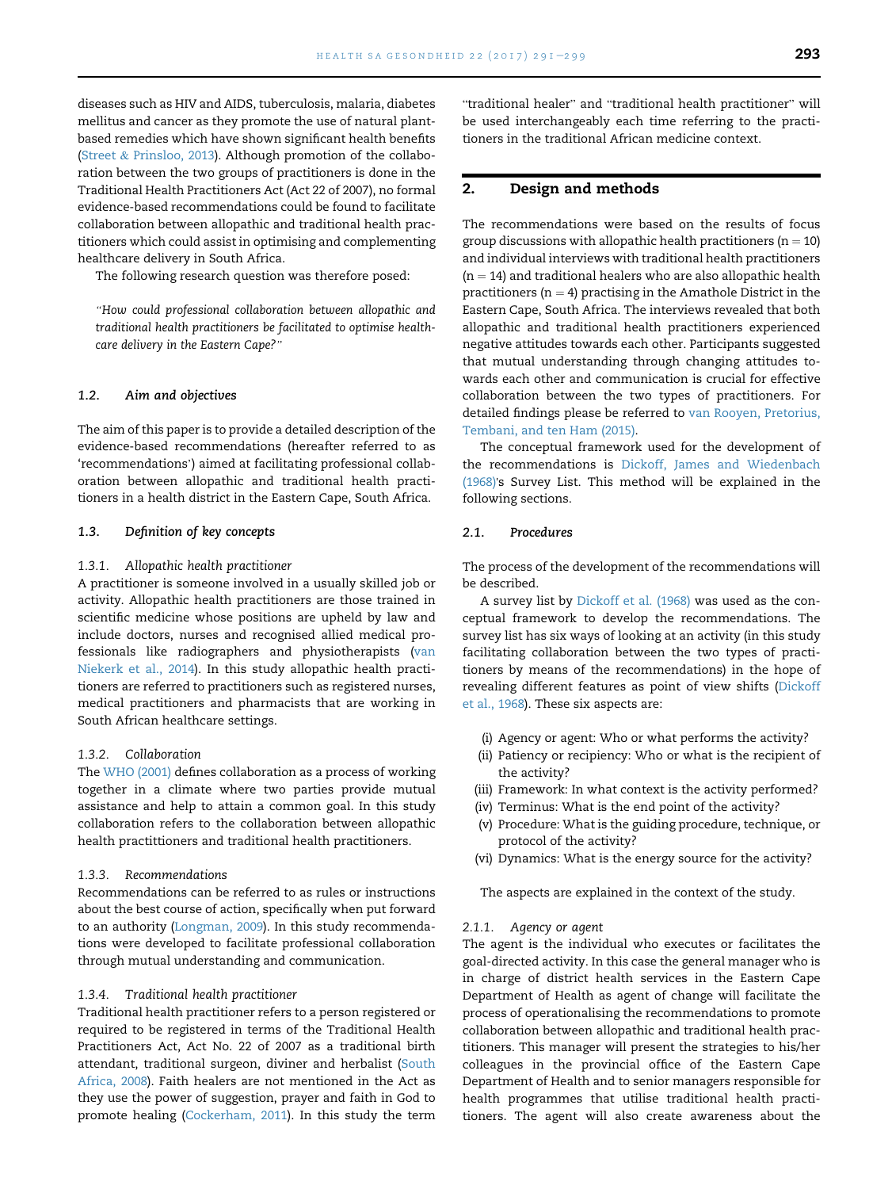diseases such as HIV and AIDS, tuberculosis, malaria, diabetes mellitus and cancer as they promote the use of natural plant-based remedies which have shown significant health benefits (Street & Prinsloo, 2013). Although promotion of the collaboration between the two groups of practitioners is done in the Traditional Health Practitioners Act (Act 22 of 2007), no formal evidence-based recommendations could be found to facilitate collaboration between allopathic and traditional health practitioners which could assist in optimising and complementing healthcare delivery in South Africa.

The following research question was therefore posed:

*"How could professional collaboration between allopathic and traditional health practitioners be facilitated to optimise healthcare delivery in the Eastern Cape?"*

### 1.2. Aim and objectives

The aim of this paper is to provide a detailed description of the evidence-based recommendations (hereafter referred to as 'recommendations') aimed at facilitating professional collaboration between allopathic and traditional health practitioners in a health district in the Eastern Cape, South Africa.

### 1.3. Definition of key concepts

#### 1.3.1. Allopathic health practitioner

A practitioner is someone involved in a usually skilled job or activity. Allopathic health practitioners are those trained in scientific medicine whose positions are upheld by law and include doctors, nurses and recognised allied medical professionals like radiographers and physiotherapists (van Niekerk et al., 2014). In this study allopathic health practitioners are referred to practitioners such as registered nurses, medical practitioners and pharmacists that are working in South African healthcare settings.

#### 1.3.2. Collaboration

The WHO (2001) defines collaboration as a process of working together in a climate where two parties provide mutual assistance and help to attain a common goal. In this study collaboration refers to the collaboration between allopathic health practittioners and traditional health practitioners.

#### 1.3.3. Recommendations

Recommendations can be referred to as rules or instructions about the best course of action, specifically when put forward to an authority (Longman, 2009). In this study recommendations were developed to facilitate professional collaboration through mutual understanding and communication.

#### 1.3.4. Traditional health practitioner

Traditional health practitioner refers to a person registered or required to be registered in terms of the Traditional Health Practitioners Act, Act No. 22 of 2007 as a traditional birth attendant, traditional surgeon, diviner and herbalist (South Africa, 2008). Faith healers are not mentioned in the Act as they use the power of suggestion, prayer and faith in God to promote healing (Cockerham, 2011). In this study the term "traditional healer" and "traditional health practitioner" will be used interchangeably each time referring to the practitioners in the traditional African medicine context.

## 2. Design and methods

The recommendations were based on the results of focus group discussions with allopathic health practitioners (n = 10) and individual interviews with traditional health practitioners (n = 14) and traditional healers who are also allopathic health practitioners (n = 4) practising in the Amathole District in the Eastern Cape, South Africa. The interviews revealed that both allopathic and traditional health practitioners experienced negative attitudes towards each other. Participants suggested that mutual understanding through changing attitudes towards each other and communication is crucial for effective collaboration between the two types of practitioners. For detailed findings please be referred to van Rooyen, Pretorius, Tembani, and ten Ham (2015).

The conceptual framework used for the development of the recommendations is Dickoff, James and Wiedenbach (1968)'s Survey List. This method will be explained in the following sections.

### 2.1. Procedures

The process of the development of the recommendations will be described.

A survey list by Dickoff et al. (1968) was used as the conceptual framework to develop the recommendations. The survey list has six ways of looking at an activity (in this study facilitating collaboration between the two types of practitioners by means of the recommendations) in the hope of revealing different features as point of view shifts (Dickoff et al., 1968). These six aspects are:

(i) Agency or agent: Who or what performs the activity?
(ii) Patiency or recipiency: Who or what is the recipient of the activity?
(iii) Framework: In what context is the activity performed?
(iv) Terminus: What is the end point of the activity?
(v) Procedure: What is the guiding procedure, technique, or protocol of the activity?
(vi) Dynamics: What is the energy source for the activity?

The aspects are explained in the context of the study.

#### 2.1.1. Agency or agent

The agent is the individual who executes or facilitates the goal-directed activity. In this case the general manager who is in charge of district health services in the Eastern Cape Department of Health as agent of change will facilitate the process of operationalising the recommendations to promote collaboration between allopathic and traditional health practitioners. This manager will present the strategies to his/her colleagues in the provincial office of the Eastern Cape Department of Health and to senior managers responsible for health programmes that utilise traditional health practitioners. The agent will also create awareness about the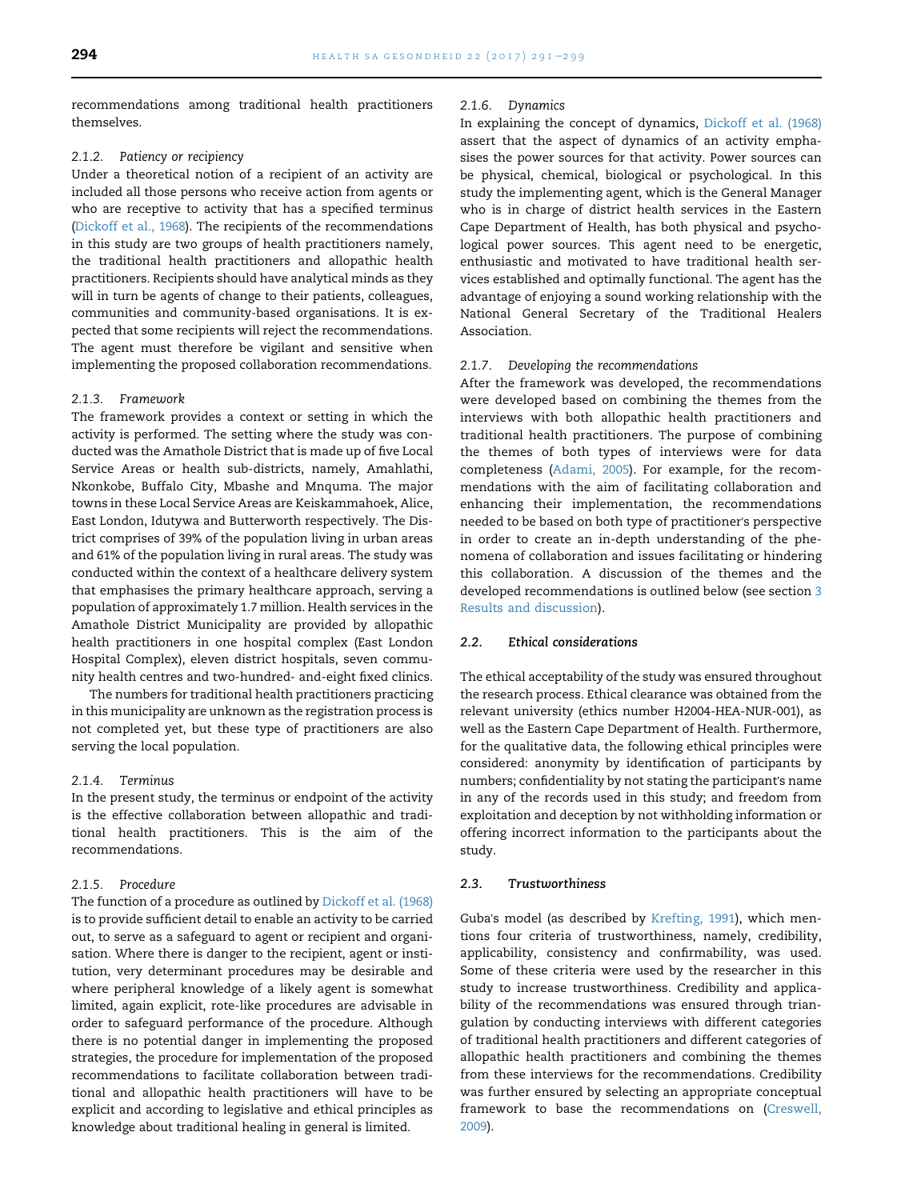recommendations among traditional health practitioners themselves.

#### 2.1.2. Patiency or recipiency

Under a theoretical notion of a recipient of an activity are included all those persons who receive action from agents or who are receptive to activity that has a specified terminus (Dickoff et al., 1968). The recipients of the recommendations in this study are two groups of health practitioners namely, the traditional health practitioners and allopathic health practitioners. Recipients should have analytical minds as they will in turn be agents of change to their patients, colleagues, communities and community-based organisations. It is expected that some recipients will reject the recommendations. The agent must therefore be vigilant and sensitive when implementing the proposed collaboration recommendations.

#### 2.1.3. Framework

The framework provides a context or setting in which the activity is performed. The setting where the study was conducted was the Amathole District that is made up of five Local Service Areas or health sub-districts, namely, Amahlathi, Nkonkobe, Buffalo City, Mbashe and Mnquma. The major towns in these Local Service Areas are Keiskammahoek, Alice, East London, Idutywa and Butterworth respectively. The District comprises of 39% of the population living in urban areas and 61% of the population living in rural areas. The study was conducted within the context of a healthcare delivery system that emphasises the primary healthcare approach, serving a population of approximately 1.7 million. Health services in the Amathole District Municipality are provided by allopathic health practitioners in one hospital complex (East London Hospital Complex), eleven district hospitals, seven community health centres and two-hundred- and-eight fixed clinics.

The numbers for traditional health practitioners practicing in this municipality are unknown as the registration process is not completed yet, but these type of practitioners are also serving the local population.

#### 2.1.4. Terminus

In the present study, the terminus or endpoint of the activity is the effective collaboration between allopathic and traditional health practitioners. This is the aim of the recommendations.

#### 2.1.5. Procedure

The function of a procedure as outlined by Dickoff et al. (1968) is to provide sufficient detail to enable an activity to be carried out, to serve as a safeguard to agent or recipient and organisation. Where there is danger to the recipient, agent or institution, very determinant procedures may be desirable and where peripheral knowledge of a likely agent is somewhat limited, again explicit, rote-like procedures are advisable in order to safeguard performance of the procedure. Although there is no potential danger in implementing the proposed strategies, the procedure for implementation of the proposed recommendations to facilitate collaboration between traditional and allopathic health practitioners will have to be explicit and according to legislative and ethical principles as knowledge about traditional healing in general is limited.

#### 2.1.6. Dynamics

In explaining the concept of dynamics, Dickoff et al. (1968) assert that the aspect of dynamics of an activity emphasises the power sources for that activity. Power sources can be physical, chemical, biological or psychological. In this study the implementing agent, which is the General Manager who is in charge of district health services in the Eastern Cape Department of Health, has both physical and psychological power sources. This agent need to be energetic, enthusiastic and motivated to have traditional health services established and optimally functional. The agent has the advantage of enjoying a sound working relationship with the National General Secretary of the Traditional Healers Association.

#### 2.1.7. Developing the recommendations

After the framework was developed, the recommendations were developed based on combining the themes from the interviews with both allopathic health practitioners and traditional health practitioners. The purpose of combining the themes of both types of interviews were for data completeness (Adami, 2005). For example, for the recommendations with the aim of facilitating collaboration and enhancing their implementation, the recommendations needed to be based on both type of practitioner's perspective in order to create an in-depth understanding of the phenomena of collaboration and issues facilitating or hindering this collaboration. A discussion of the themes and the developed recommendations is outlined below (see section 3 Results and discussion).

### 2.2. Ethical considerations

The ethical acceptability of the study was ensured throughout the research process. Ethical clearance was obtained from the relevant university (ethics number H2004-HEA-NUR-001), as well as the Eastern Cape Department of Health. Furthermore, for the qualitative data, the following ethical principles were considered: anonymity by identification of participants by numbers; confidentiality by not stating the participant's name in any of the records used in this study; and freedom from exploitation and deception by not withholding information or offering incorrect information to the participants about the study.

### 2.3. Trustworthiness

Guba's model (as described by Krefting, 1991), which mentions four criteria of trustworthiness, namely, credibility, applicability, consistency and confirmability, was used. Some of these criteria were used by the researcher in this study to increase trustworthiness. Credibility and applicability of the recommendations was ensured through triangulation by conducting interviews with different categories of traditional health practitioners and different categories of allopathic health practitioners and combining the themes from these interviews for the recommendations. Credibility was further ensured by selecting an appropriate conceptual framework to base the recommendations on (Creswell, 2009).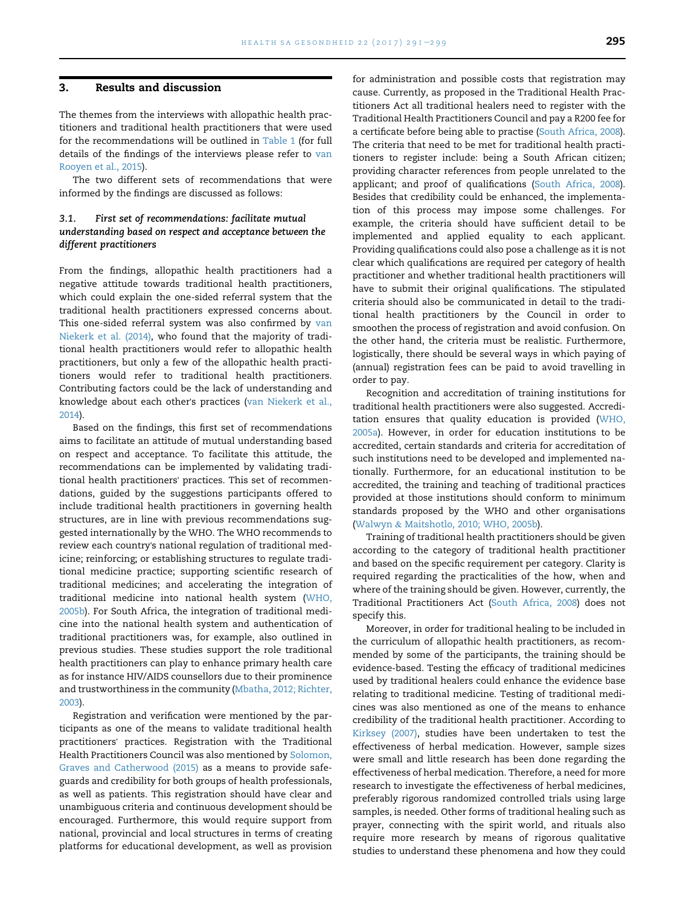## 3. Results and discussion

The themes from the interviews with allopathic health practitioners and traditional health practitioners that were used for the recommendations will be outlined in Table 1 (for full details of the findings of the interviews please refer to van Rooyen et al., 2015).

The two different sets of recommendations that were informed by the findings are discussed as follows:

### 3.1. First set of recommendations: facilitate mutual understanding based on respect and acceptance between the different practitioners

From the findings, allopathic health practitioners had a negative attitude towards traditional health practitioners, which could explain the one-sided referral system that the traditional health practitioners expressed concerns about. This one-sided referral system was also confirmed by van Niekerk et al. (2014), who found that the majority of traditional health practitioners would refer to allopathic health practitioners, but only a few of the allopathic health practitioners would refer to traditional health practitioners. Contributing factors could be the lack of understanding and knowledge about each other's practices (van Niekerk et al., 2014).

Based on the findings, this first set of recommendations aims to facilitate an attitude of mutual understanding based on respect and acceptance. To facilitate this attitude, the recommendations can be implemented by validating traditional health practitioners' practices. This set of recommendations, guided by the suggestions participants offered to include traditional health practitioners in governing health structures, are in line with previous recommendations suggested internationally by the WHO. The WHO recommends to review each country's national regulation of traditional medicine; reinforcing; or establishing structures to regulate traditional medicine practice; supporting scientific research of traditional medicines; and accelerating the integration of traditional medicine into national health system (WHO, 2005b). For South Africa, the integration of traditional medicine into the national health system and authentication of traditional practitioners was, for example, also outlined in previous studies. These studies support the role traditional health practitioners can play to enhance primary health care as for instance HIV/AIDS counsellors due to their prominence and trustworthiness in the community (Mbatha, 2012; Richter, 2003).

Registration and verification were mentioned by the participants as one of the means to validate traditional health practitioners' practices. Registration with the Traditional Health Practitioners Council was also mentioned by Solomon, Graves and Catherwood (2015) as a means to provide safeguards and credibility for both groups of health professionals, as well as patients. This registration should have clear and unambiguous criteria and continuous development should be encouraged. Furthermore, this would require support from national, provincial and local structures in terms of creating platforms for educational development, as well as provision for administration and possible costs that registration may cause. Currently, as proposed in the Traditional Health Practitioners Act all traditional healers need to register with the Traditional Health Practitioners Council and pay a R200 fee for a certificate before being able to practise (South Africa, 2008). The criteria that need to be met for traditional health practitioners to register include: being a South African citizen; providing character references from people unrelated to the applicant; and proof of qualifications (South Africa, 2008). Besides that credibility could be enhanced, the implementation of this process may impose some challenges. For example, the criteria should have sufficient detail to be implemented and applied equality to each applicant. Providing qualifications could also pose a challenge as it is not clear which qualifications are required per category of health practitioner and whether traditional health practitioners will have to submit their original qualifications. The stipulated criteria should also be communicated in detail to the traditional health practitioners by the Council in order to smoothen the process of registration and avoid confusion. On the other hand, the criteria must be realistic. Furthermore, logistically, there should be several ways in which paying of (annual) registration fees can be paid to avoid travelling in order to pay.

Recognition and accreditation of training institutions for traditional health practitioners were also suggested. Accreditation ensures that quality education is provided (WHO, 2005a). However, in order for education institutions to be accredited, certain standards and criteria for accreditation of such institutions need to be developed and implemented nationally. Furthermore, for an educational institution to be accredited, the training and teaching of traditional practices provided at those institutions should conform to minimum standards proposed by the WHO and other organisations (Walwyn & Maitshotlo, 2010; WHO, 2005b).

Training of traditional health practitioners should be given according to the category of traditional health practitioner and based on the specific requirement per category. Clarity is required regarding the practicalities of the how, when and where of the training should be given. However, currently, the Traditional Practitioners Act (South Africa, 2008) does not specify this.

Moreover, in order for traditional healing to be included in the curriculum of allopathic health practitioners, as recommended by some of the participants, the training should be evidence-based. Testing the efficacy of traditional medicines used by traditional healers could enhance the evidence base relating to traditional medicine. Testing of traditional medicines was also mentioned as one of the means to enhance credibility of the traditional health practitioner. According to Kirksey (2007), studies have been undertaken to test the effectiveness of herbal medication. However, sample sizes were small and little research has been done regarding the effectiveness of herbal medication. Therefore, a need for more research to investigate the effectiveness of herbal medicines, preferably rigorous randomized controlled trials using large samples, is needed. Other forms of traditional healing such as prayer, connecting with the spirit world, and rituals also require more research by means of rigorous qualitative studies to understand these phenomena and how they could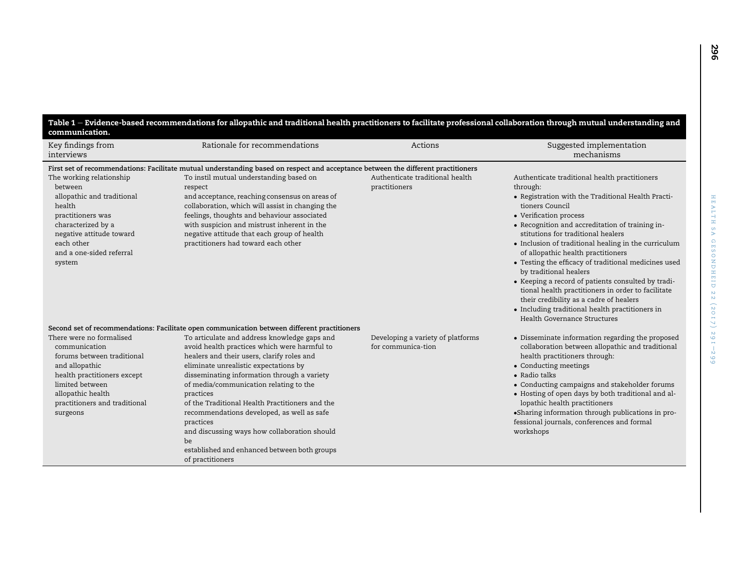Table 1 – Evidence-based recommendations for allopathic and traditional health practitioners to facilitate professional collaboration through mutual understanding and communication.

| Key findings from interviews | Rationale for recommendations | Actions | Suggested implementation mechanisms |
|---|---|---|---|
| **First set of recommendations: Facilitate mutual understanding based on respect and acceptance between the different practitioners** | | | |
| The working relationship between allopathic and traditional health practitioners was characterized by a negative attitude toward each other and a one-sided referral system | To instil mutual understanding based on respect and acceptance, reaching consensus on areas of collaboration, which will assist in changing the feelings, thoughts and behaviour associated with suspicion and mistrust inherent in the negative attitude that each group of health practitioners had toward each other | Authenticate traditional health practitioners | Authenticate traditional health practitioners through: • Registration with the Traditional Health Practitioners Council • Verification process • Recognition and accreditation of training institutions for traditional healers • Inclusion of traditional healing in the curriculum of allopathic health practitioners • Testing the efficacy of traditional medicines used by traditional healers • Keeping a record of patients consulted by traditional health practitioners in order to facilitate their credibility as a cadre of healers • Including traditional health practitioners in Health Governance Structures |
| **Second set of recommendations: Facilitate open communication between different practitioners** | | | |
| There were no formalised communication forums between traditional and allopathic health practitioners except limited between allopathic health practitioners and traditional surgeons | To articulate and address knowledge gaps and avoid health practices which were harmful to healers and their users, clarify roles and eliminate unrealistic expectations by disseminating information through a variety of media/communication relating to the practices of the Traditional Health Practitioners and the recommendations developed, as well as safe practices and discussing ways how collaboration should be established and enhanced between both groups of practitioners | Developing a variety of platforms for communica-tion | • Disseminate information regarding the proposed collaboration between allopathic and traditional health practitioners through: • Conducting meetings • Radio talks • Conducting campaigns and stakeholder forums • Hosting of open days by both traditional and allopathic health practitioners •Sharing information through publications in professional journals, conferences and formal workshops |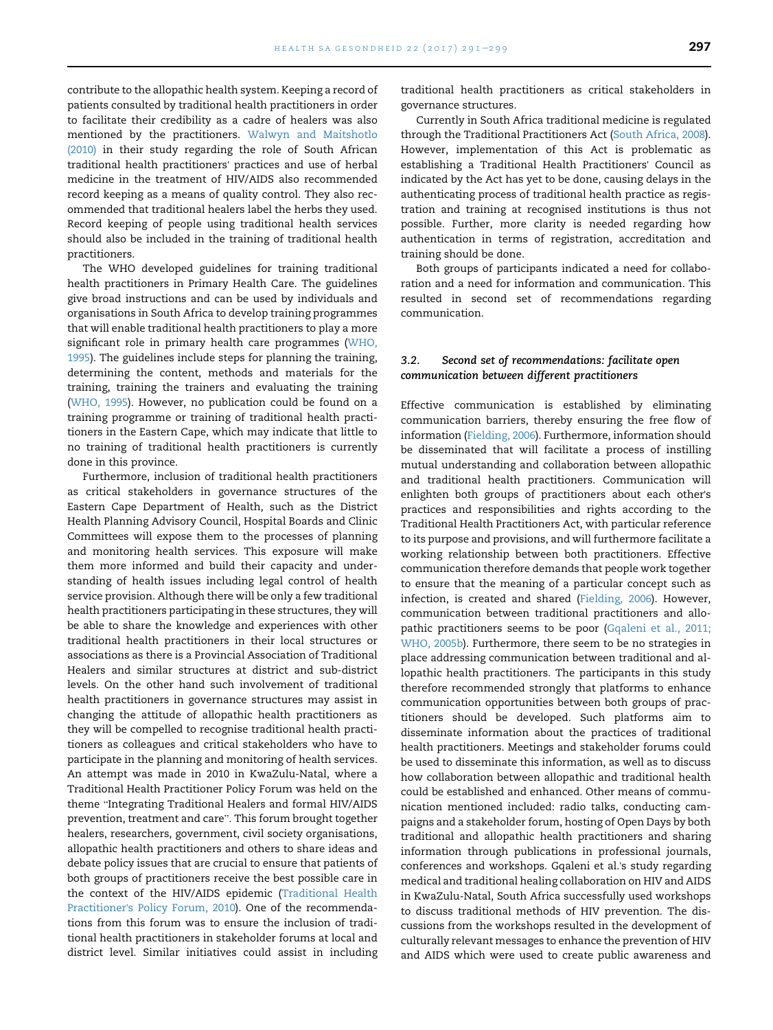contribute to the allopathic health system. Keeping a record of patients consulted by traditional health practitioners in order to facilitate their credibility as a cadre of healers was also mentioned by the practitioners. Walwyn and Maitshotlo (2010) in their study regarding the role of South African traditional health practitioners' practices and use of herbal medicine in the treatment of HIV/AIDS also recommended record keeping as a means of quality control. They also recommended that traditional healers label the herbs they used. Record keeping of people using traditional health services should also be included in the training of traditional health practitioners.

The WHO developed guidelines for training traditional health practitioners in Primary Health Care. The guidelines give broad instructions and can be used by individuals and organisations in South Africa to develop training programmes that will enable traditional health practitioners to play a more significant role in primary health care programmes (WHO, 1995). The guidelines include steps for planning the training, determining the content, methods and materials for the training, training the trainers and evaluating the training (WHO, 1995). However, no publication could be found on a training programme or training of traditional health practitioners in the Eastern Cape, which may indicate that little to no training of traditional health practitioners is currently done in this province.

Furthermore, inclusion of traditional health practitioners as critical stakeholders in governance structures of the Eastern Cape Department of Health, such as the District Health Planning Advisory Council, Hospital Boards and Clinic Committees will expose them to the processes of planning and monitoring health services. This exposure will make them more informed and build their capacity and understanding of health issues including legal control of health service provision. Although there will be only a few traditional health practitioners participating in these structures, they will be able to share the knowledge and experiences with other traditional health practitioners in their local structures or associations as there is a Provincial Association of Traditional Healers and similar structures at district and sub-district levels. On the other hand such involvement of traditional health practitioners in governance structures may assist in changing the attitude of allopathic health practitioners as they will be compelled to recognise traditional health practitioners as colleagues and critical stakeholders who have to participate in the planning and monitoring of health services. An attempt was made in 2010 in KwaZulu-Natal, where a Traditional Health Practitioner Policy Forum was held on the theme "Integrating Traditional Healers and formal HIV/AIDS prevention, treatment and care". This forum brought together healers, researchers, government, civil society organisations, allopathic health practitioners and others to share ideas and debate policy issues that are crucial to ensure that patients of both groups of practitioners receive the best possible care in the context of the HIV/AIDS epidemic (Traditional Health Practitioner's Policy Forum, 2010). One of the recommendations from this forum was to ensure the inclusion of traditional health practitioners in stakeholder forums at local and district level. Similar initiatives could assist in including traditional health practitioners as critical stakeholders in governance structures.

Currently in South Africa traditional medicine is regulated through the Traditional Practitioners Act (South Africa, 2008). However, implementation of this Act is problematic as establishing a Traditional Health Practitioners' Council as indicated by the Act has yet to be done, causing delays in the authenticating process of traditional health practice as registration and training at recognised institutions is thus not possible. Further, more clarity is needed regarding how authentication in terms of registration, accreditation and training should be done.

Both groups of participants indicated a need for collaboration and a need for information and communication. This resulted in second set of recommendations regarding communication.

### 3.2. *Second set of recommendations: facilitate open communication between different practitioners*

Effective communication is established by eliminating communication barriers, thereby ensuring the free flow of information (Fielding, 2006). Furthermore, information should be disseminated that will facilitate a process of instilling mutual understanding and collaboration between allopathic and traditional health practitioners. Communication will enlighten both groups of practitioners about each other's practices and responsibilities and rights according to the Traditional Health Practitioners Act, with particular reference to its purpose and provisions, and will furthermore facilitate a working relationship between both practitioners. Effective communication therefore demands that people work together to ensure that the meaning of a particular concept such as infection, is created and shared (Fielding, 2006). However, communication between traditional practitioners and allopathic practitioners seems to be poor (Gqaleni et al., 2011; WHO, 2005b). Furthermore, there seem to be no strategies in place addressing communication between traditional and allopathic health practitioners. The participants in this study therefore recommended strongly that platforms to enhance communication opportunities between both groups of practitioners should be developed. Such platforms aim to disseminate information about the practices of traditional health practitioners. Meetings and stakeholder forums could be used to disseminate this information, as well as to discuss how collaboration between allopathic and traditional health could be established and enhanced. Other means of communication mentioned included: radio talks, conducting campaigns and a stakeholder forum, hosting of Open Days by both traditional and allopathic health practitioners and sharing information through publications in professional journals, conferences and workshops. Gqaleni et al.'s study regarding medical and traditional healing collaboration on HIV and AIDS in KwaZulu-Natal, South Africa successfully used workshops to discuss traditional methods of HIV prevention. The discussions from the workshops resulted in the development of culturally relevant messages to enhance the prevention of HIV and AIDS which were used to create public awareness and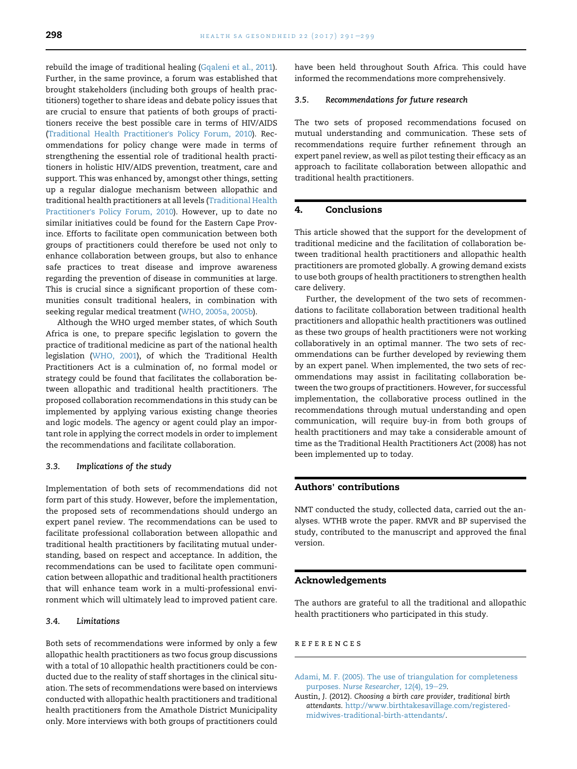rebuild the image of traditional healing (Gqaleni et al., 2011). Further, in the same province, a forum was established that brought stakeholders (including both groups of health practitioners) together to share ideas and debate policy issues that are crucial to ensure that patients of both groups of practitioners receive the best possible care in terms of HIV/AIDS (Traditional Health Practitioner's Policy Forum, 2010). Recommendations for policy change were made in terms of strengthening the essential role of traditional health practitioners in holistic HIV/AIDS prevention, treatment, care and support. This was enhanced by, amongst other things, setting up a regular dialogue mechanism between allopathic and traditional health practitioners at all levels (Traditional Health Practitioner's Policy Forum, 2010). However, up to date no similar initiatives could be found for the Eastern Cape Province. Efforts to facilitate open communication between both groups of practitioners could therefore be used not only to enhance collaboration between groups, but also to enhance safe practices to treat disease and improve awareness regarding the prevention of disease in communities at large. This is crucial since a significant proportion of these communities consult traditional healers, in combination with seeking regular medical treatment (WHO, 2005a, 2005b).

Although the WHO urged member states, of which South Africa is one, to prepare specific legislation to govern the practice of traditional medicine as part of the national health legislation (WHO, 2001), of which the Traditional Health Practitioners Act is a culmination of, no formal model or strategy could be found that facilitates the collaboration between allopathic and traditional health practitioners. The proposed collaboration recommendations in this study can be implemented by applying various existing change theories and logic models. The agency or agent could play an important role in applying the correct models in order to implement the recommendations and facilitate collaboration.

### 3.3. *Implications of the study*

Implementation of both sets of recommendations did not form part of this study. However, before the implementation, the proposed sets of recommendations should undergo an expert panel review. The recommendations can be used to facilitate professional collaboration between allopathic and traditional health practitioners by facilitating mutual understanding, based on respect and acceptance. In addition, the recommendations can be used to facilitate open communication between allopathic and traditional health practitioners that will enhance team work in a multi-professional environment which will ultimately lead to improved patient care.

### 3.4. *Limitations*

Both sets of recommendations were informed by only a few allopathic health practitioners as two focus group discussions with a total of 10 allopathic health practitioners could be conducted due to the reality of staff shortages in the clinical situation. The sets of recommendations were based on interviews conducted with allopathic health practitioners and traditional health practitioners from the Amathole District Municipality only. More interviews with both groups of practitioners could have been held throughout South Africa. This could have informed the recommendations more comprehensively.

### 3.5. *Recommendations for future research*

The two sets of proposed recommendations focused on mutual understanding and communication. These sets of recommendations require further refinement through an expert panel review, as well as pilot testing their efficacy as an approach to facilitate collaboration between allopathic and traditional health practitioners.

## 4. Conclusions

This article showed that the support for the development of traditional medicine and the facilitation of collaboration between traditional health practitioners and allopathic health practitioners are promoted globally. A growing demand exists to use both groups of health practitioners to strengthen health care delivery.

Further, the development of the two sets of recommendations to facilitate collaboration between traditional health practitioners and allopathic health practitioners was outlined as these two groups of health practitioners were not working collaboratively in an optimal manner. The two sets of recommendations can be further developed by reviewing them by an expert panel. When implemented, the two sets of recommendations may assist in facilitating collaboration between the two groups of practitioners. However, for successful implementation, the collaborative process outlined in the recommendations through mutual understanding and open communication, will require buy-in from both groups of health practitioners and may take a considerable amount of time as the Traditional Health Practitioners Act (2008) has not been implemented up to today.

## Authors' contributions

NMT conducted the study, collected data, carried out the analyses. WTHB wrote the paper. RMVR and BP supervised the study, contributed to the manuscript and approved the final version.

## Acknowledgements

The authors are grateful to all the traditional and allopathic health practitioners who participated in this study.

## REFERENCES

Adami, M. F. (2005). The use of triangulation for completeness purposes. *Nurse Researcher, 12*(4), 19–29.

Austin, J. (2012). *Choosing a birth care provider, traditional birth attendants.* http://www.birthtakesavillage.com/registered-midwives-traditional-birth-attendants/.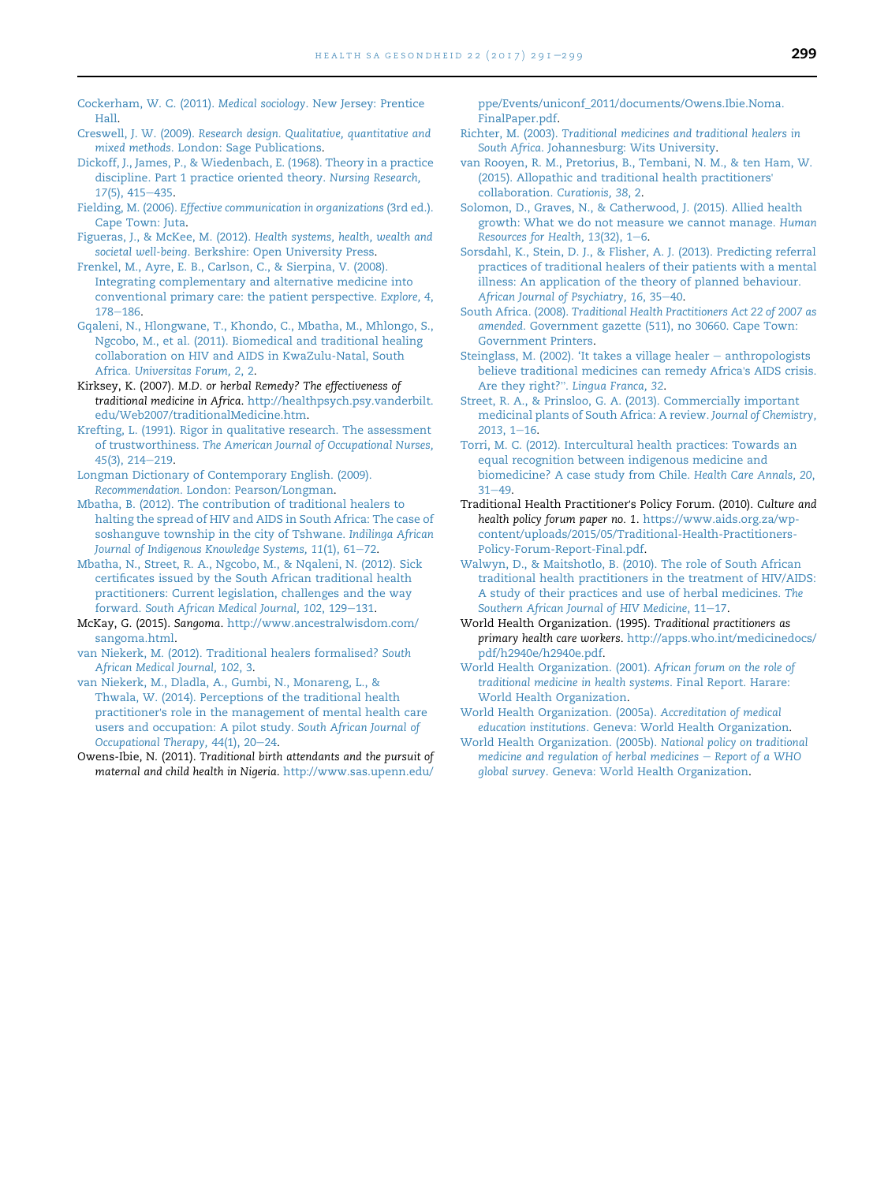Cockerham, W. C. (2011). *Medical sociology*. New Jersey: Prentice Hall.

Creswell, J. W. (2009). *Research design. Qualitative, quantitative and mixed methods*. London: Sage Publications.

Dickoff, J., James, P., & Wiedenbach, E. (1968). Theory in a practice discipline. Part 1 practice oriented theory. *Nursing Research, 17*(5), 415–435.

Fielding, M. (2006). *Effective communication in organizations* (3rd ed.). Cape Town: Juta.

Figueras, J., & McKee, M. (2012). *Health systems, health, wealth and societal well-being*. Berkshire: Open University Press.

Frenkel, M., Ayre, E. B., Carlson, C., & Sierpina, V. (2008). Integrating complementary and alternative medicine into conventional primary care: the patient perspective. *Explore, 4*, 178–186.

Gqaleni, N., Hlongwane, T., Khondo, C., Mbatha, M., Mhlongo, S., Ngcobo, M., et al. (2011). Biomedical and traditional healing collaboration on HIV and AIDS in KwaZulu-Natal, South Africa. *Universitas Forum, 2*, 2.

Kirksey, K. (2007). *M.D. or herbal Remedy? The effectiveness of traditional medicine in Africa*. http://healthpsych.psy.vanderbilt.edu/Web2007/traditionalMedicine.htm.

Krefting, L. (1991). Rigor in qualitative research. The assessment of trustworthiness. *The American Journal of Occupational Nurses, 45*(3), 214–219.

Longman Dictionary of Contemporary English. (2009). *Recommendation*. London: Pearson/Longman.

Mbatha, B. (2012). The contribution of traditional healers to halting the spread of HIV and AIDS in South Africa: The case of soshanguve township in the city of Tshwane. *Indilinga African Journal of Indigenous Knowledge Systems, 11*(1), 61–72.

Mbatha, N., Street, R. A., Ngcobo, M., & Nqaleni, N. (2012). Sick certificates issued by the South African traditional health practitioners: Current legislation, challenges and the way forward. *South African Medical Journal, 102*, 129–131.

McKay, G. (2015). *Sangoma*. http://www.ancestralwisdom.com/sangoma.html.

van Niekerk, M. (2012). Traditional healers formalised? *South African Medical Journal, 102*, 3.

van Niekerk, M., Dladla, A., Gumbi, N., Monareng, L., & Thwala, W. (2014). Perceptions of the traditional health practitioner's role in the management of mental health care users and occupation: A pilot study. *South African Journal of Occupational Therapy, 44*(1), 20–24.

Owens-Ibie, N. (2011). *Traditional birth attendants and the pursuit of maternal and child health in Nigeria*. http://www.sas.upenn.edu/ppe/Events/uniconf_2011/documents/Owens.Ibie.Noma.FinalPaper.pdf.

Richter, M. (2003). *Traditional medicines and traditional healers in South Africa*. Johannesburg: Wits University.

van Rooyen, R. M., Pretorius, B., Tembani, N. M., & ten Ham, W. (2015). Allopathic and traditional health practitioners' collaboration. *Curationis, 38*, 2.

Solomon, D., Graves, N., & Catherwood, J. (2015). Allied health growth: What we do not measure we cannot manage. *Human Resources for Health, 13*(32), 1–6.

Sorsdahl, K., Stein, D. J., & Flisher, A. J. (2013). Predicting referral practices of traditional healers of their patients with a mental illness: An application of the theory of planned behaviour. *African Journal of Psychiatry, 16*, 35–40.

South Africa. (2008). *Traditional Health Practitioners Act 22 of 2007 as amended*. Government gazette (511), no 30660. Cape Town: Government Printers.

Steinglass, M. (2002). 'It takes a village healer – anthropologists believe traditional medicines can remedy Africa's AIDS crisis. Are they right?''. *Lingua Franca, 32*.

Street, R. A., & Prinsloo, G. A. (2013). Commercially important medicinal plants of South Africa: A review. *Journal of Chemistry, 2013*, 1–16.

Torri, M. C. (2012). Intercultural health practices: Towards an equal recognition between indigenous medicine and biomedicine? A case study from Chile. *Health Care Annals, 20*, 31–49.

Traditional Health Practitioner's Policy Forum. (2010). *Culture and health policy forum paper no. 1*. https://www.aids.org.za/wp-content/uploads/2015/05/Traditional-Health-Practitioners-Policy-Forum-Report-Final.pdf.

Walwyn, D., & Maitshotlo, B. (2010). The role of South African traditional health practitioners in the treatment of HIV/AIDS: A study of their practices and use of herbal medicines. *The Southern African Journal of HIV Medicine*, 11–17.

World Health Organization. (1995). *Traditional practitioners as primary health care workers*. http://apps.who.int/medicinedocs/pdf/h2940e/h2940e.pdf.

World Health Organization. (2001). *African forum on the role of traditional medicine in health systems*. Final Report. Harare: World Health Organization.

World Health Organization. (2005a). *Accreditation of medical education institutions*. Geneva: World Health Organization.

World Health Organization. (2005b). *National policy on traditional medicine and regulation of herbal medicines – Report of a WHO global survey*. Geneva: World Health Organization.